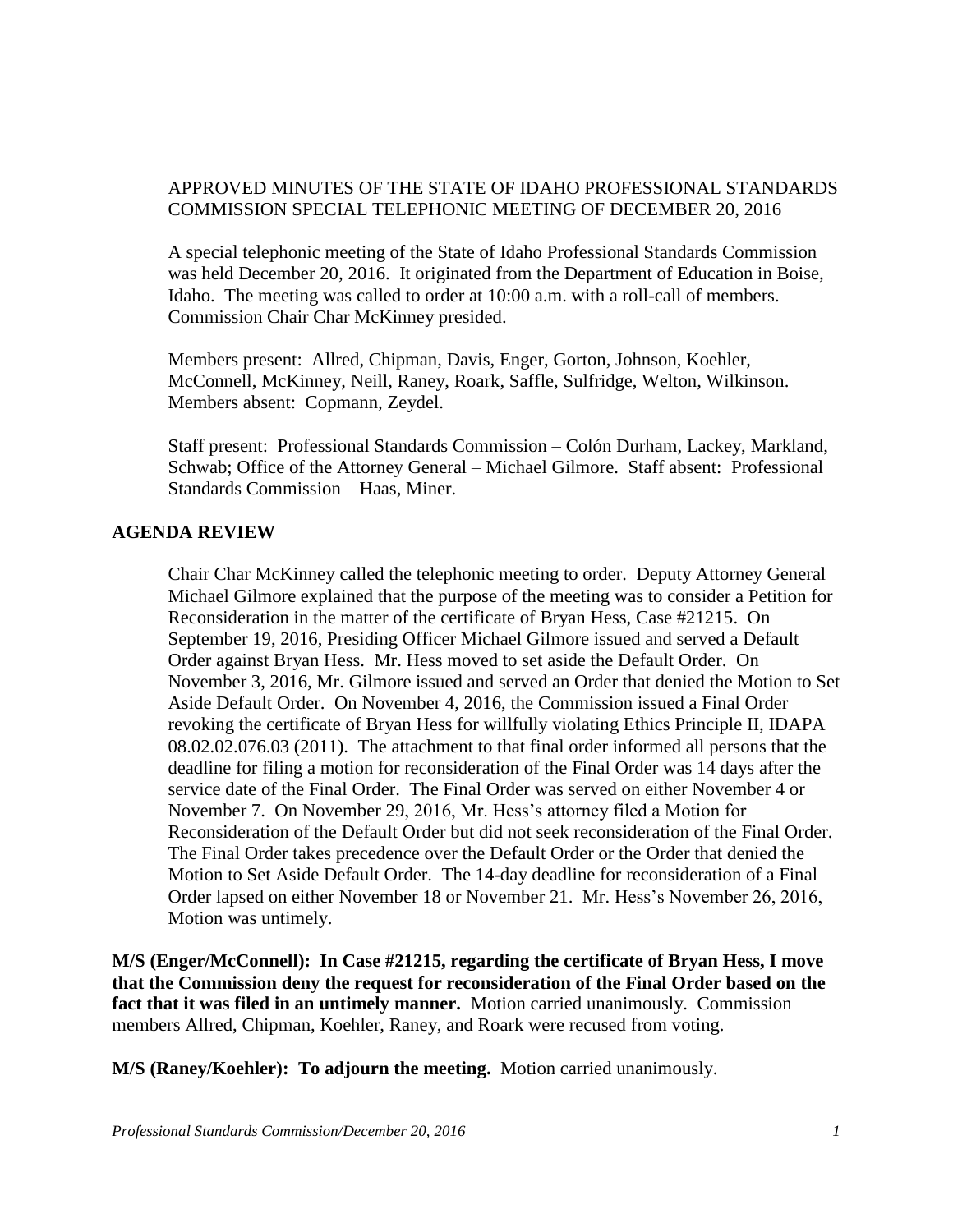APPROVED MINUTES OF THE STATE OF IDAHO PROFESSIONAL STANDARDS COMMISSION SPECIAL TELEPHONIC MEETING OF DECEMBER 20, 2016

A special telephonic meeting of the State of Idaho Professional Standards Commission was held December 20, 2016. It originated from the Department of Education in Boise, Idaho. The meeting was called to order at 10:00 a.m. with a roll-call of members. Commission Chair Char McKinney presided.

Members present: Allred, Chipman, Davis, Enger, Gorton, Johnson, Koehler, McConnell, McKinney, Neill, Raney, Roark, Saffle, Sulfridge, Welton, Wilkinson. Members absent: Copmann, Zeydel.

Staff present: Professional Standards Commission – Colón Durham, Lackey, Markland, Schwab; Office of the Attorney General – Michael Gilmore. Staff absent: Professional Standards Commission – Haas, Miner.

## AGENDA REVIEW

Chair Char McKinney called the telephonic meeting to order. Deputy Attorney General Michael Gilmore explained that the purpose of the meeting was to consider a Petition for Reconsideration in the matter of the certificate of Bryan Hess, Case #21215. On September 19, 2016, Presiding Officer Michael Gilmore issued and served a Default Order against Bryan Hess. Mr. Hess moved to set aside the Default Order. On November 3, 2016, Mr. Gilmore issued and served an Order that denied the Motion to Set Aside Default Order. On November 4, 2016, the Commission issued a Final Order revoking the certificate of Bryan Hess for willfully violating Ethics Principle II, IDAPA 08.02.02.076.03 (2011). The attachment to that final order informed all persons that the deadline for filing a motion for reconsideration of the Final Order was 14 days after the service date of the Final Order. The Final Order was served on either November 4 or November 7. On November 29, 2016, Mr. Hess's attorney filed a Motion for Reconsideration of the Default Order but did not seek reconsideration of the Final Order. The Final Order takes precedence over the Default Order or the Order that denied the Motion to Set Aside Default Order. The 14-day deadline for reconsideration of a Final Order lapsed on either November 18 or November 21. Mr. Hess's November 26, 2016, Motion was untimely.

**M/S (Enger/McConnell): In Case #21215, regarding the certificate of Bryan Hess, I move that the Commission deny the request for reconsideration of the Final Order based on the fact that it was filed in an untimely manner.** Motion carried unanimously. Commission members Allred, Chipman, Koehler, Raney, and Roark were recused from voting.

**M/S (Raney/Koehler): To adjourn the meeting.** Motion carried unanimously.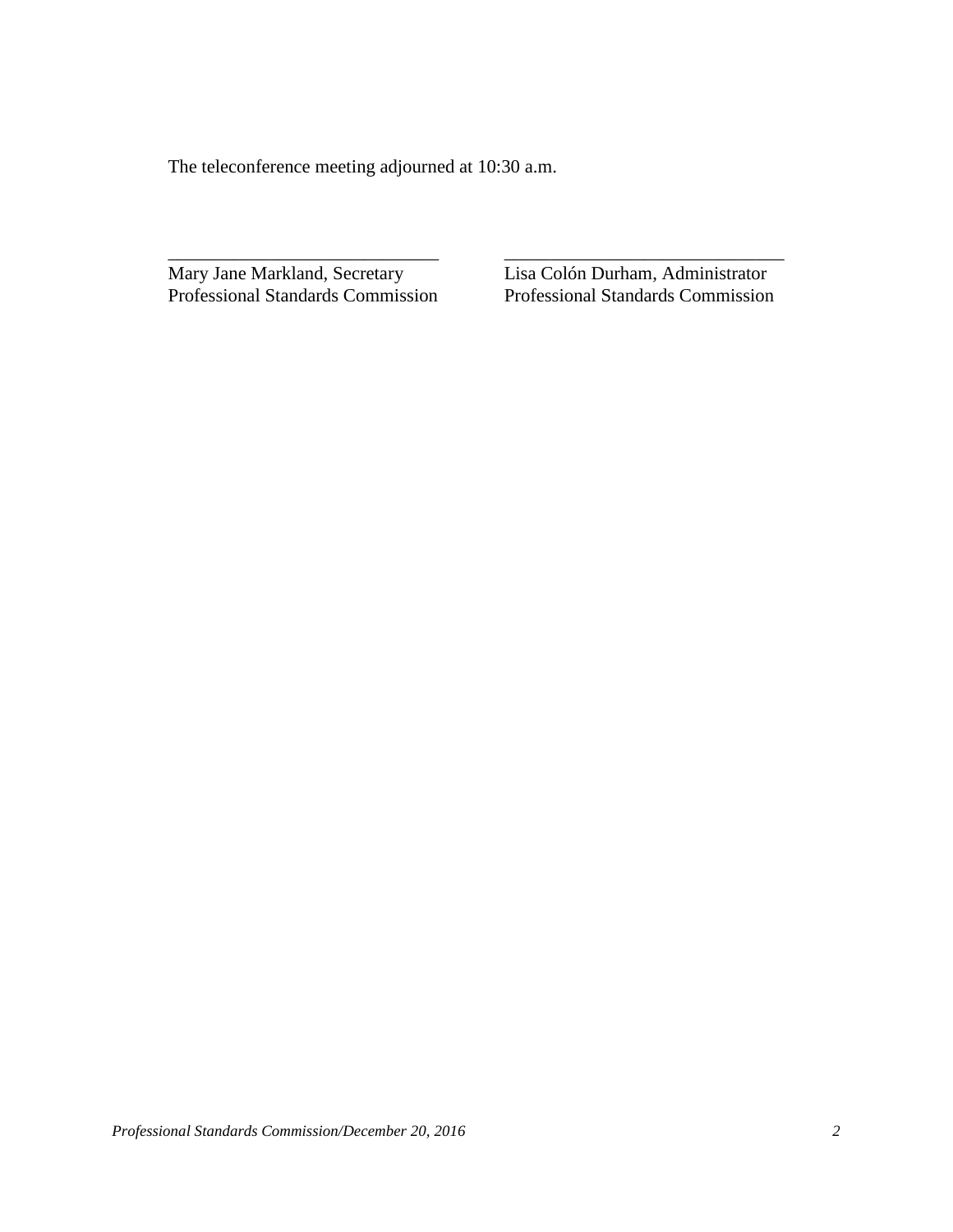The teleconference meeting adjourned at 10:30 a.m.

| | |
|---|---|
| _____________________________ | ______________________________ |
| Mary Jane Markland, Secretary | Lisa Colón Durham, Administrator |
| Professional Standards Commission | Professional Standards Commission |